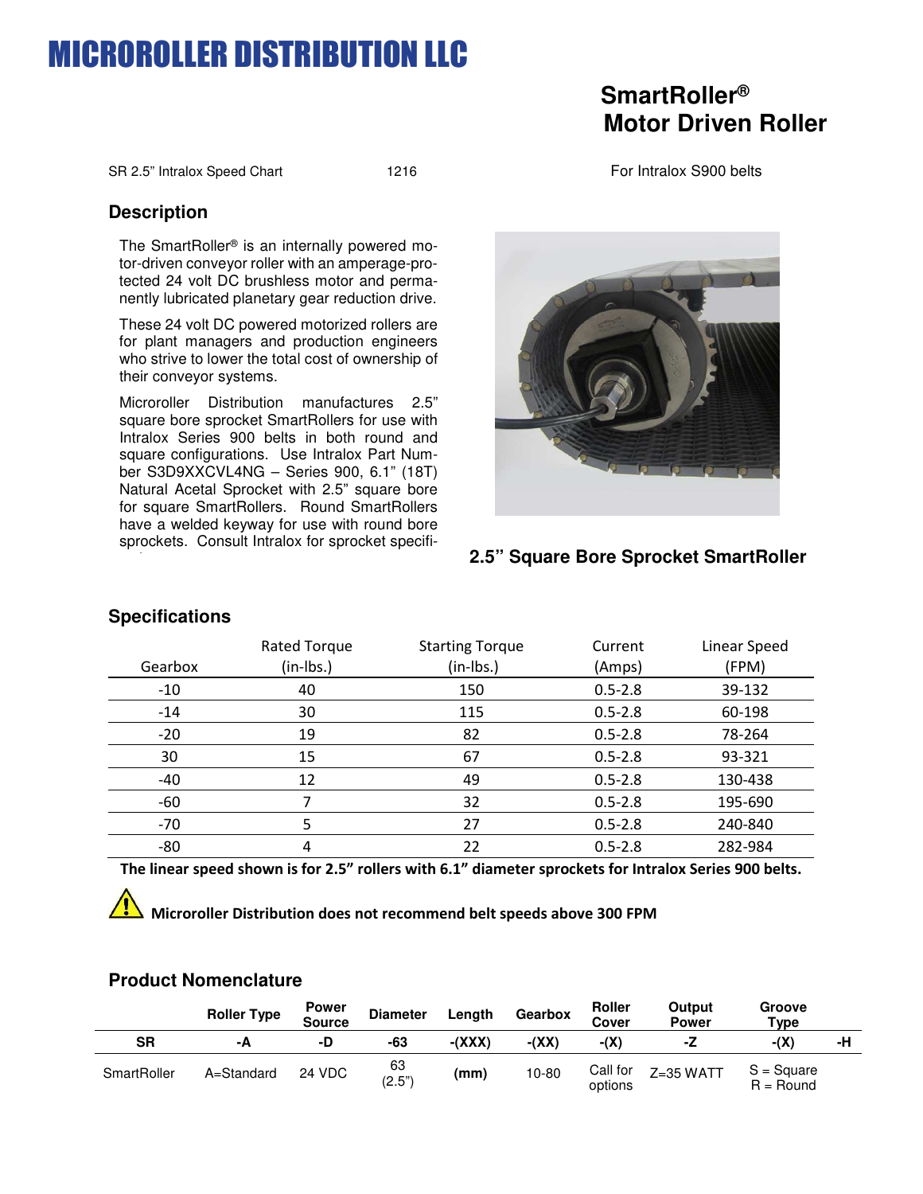# MICROROLLER DISTRIBUTION LLC

## SmartRoller® Motor Driven Roller

SR 2.5" Intralox Speed Chart    1216    For Intralox S900 belts

### Description

The SmartRoller® is an internally powered motor-driven conveyor roller with an amperage-protected 24 volt DC brushless motor and permanently lubricated planetary gear reduction drive.

These 24 volt DC powered motorized rollers are for plant managers and production engineers who strive to lower the total cost of ownership of their conveyor systems.

Microroller Distribution manufactures 2.5" square bore sprocket SmartRollers for use with Intralox Series 900 belts in both round and square configurations. Use Intralox Part Number S3D9XXCVL4NG – Series 900, 6.1" (18T) Natural Acetal Sprocket with 2.5" square bore for square SmartRollers. Round SmartRollers have a welded keyway for use with round bore sprockets. Consult Intralox for sprocket specifi-

**2.5" Square Bore Sprocket SmartRoller**

### Specifications

| Gearbox | Rated Torque (in-lbs.) | Starting Torque (in-lbs.) | Current (Amps) | Linear Speed (FPM) |
|---|---|---|---|---|
| -10 | 40 | 150 | 0.5-2.8 | 39-132 |
| -14 | 30 | 115 | 0.5-2.8 | 60-198 |
| -20 | 19 | 82 | 0.5-2.8 | 78-264 |
| 30 | 15 | 67 | 0.5-2.8 | 93-321 |
| -40 | 12 | 49 | 0.5-2.8 | 130-438 |
| -60 | 7 | 32 | 0.5-2.8 | 195-690 |
| -70 | 5 | 27 | 0.5-2.8 | 240-840 |
| -80 | 4 | 22 | 0.5-2.8 | 282-984 |

**The linear speed shown is for 2.5" rollers with 6.1" diameter sprockets for Intralox Series 900 belts.**

⚠ **Microroller Distribution does not recommend belt speeds above 300 FPM**

### Product Nomenclature

| | Roller Type | Power Source | Diameter | Length | Gearbox | Roller Cover | Output Power | Groove Type | |
|---|---|---|---|---|---|---|---|---|---|
| **SR** | **-A** | **-D** | **-63** | **-(XXX)** | **-(XX)** | **-(X)** | **-Z** | **-(X)** | **-H** |
| SmartRoller | A=Standard | 24 VDC | 63 (2.5") | **(mm)** | 10-80 | Call for options | Z=35 WATT | S = Square R = Round | |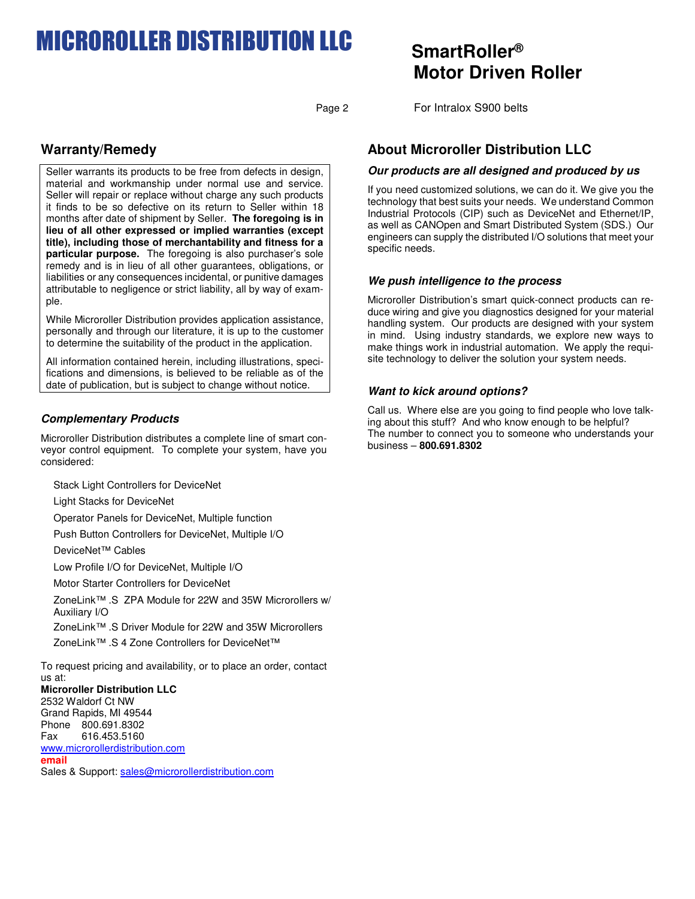# MICROROLLER DISTRIBUTION LLC

## SmartRoller® Motor Driven Roller

For Intralox S900 belts

## Warranty/Remedy

Seller warrants its products to be free from defects in design, material and workmanship under normal use and service. Seller will repair or replace without charge any such products it finds to be so defective on its return to Seller within 18 months after date of shipment by Seller. **The foregoing is in lieu of all other expressed or implied warranties (except title), including those of merchantability and fitness for a particular purpose.** The foregoing is also purchaser's sole remedy and is in lieu of all other guarantees, obligations, or liabilities or any consequences incidental, or punitive damages attributable to negligence or strict liability, all by way of example.

While Microroller Distribution provides application assistance, personally and through our literature, it is up to the customer to determine the suitability of the product in the application.

All information contained herein, including illustrations, specifications and dimensions, is believed to be reliable as of the date of publication, but is subject to change without notice.

### *Complementary Products*

Microroller Distribution distributes a complete line of smart conveyor control equipment. To complete your system, have you considered:

- Stack Light Controllers for DeviceNet
- Light Stacks for DeviceNet
- Operator Panels for DeviceNet, Multiple function
- Push Button Controllers for DeviceNet, Multiple I/O
- DeviceNet™ Cables
- Low Profile I/O for DeviceNet, Multiple I/O
- Motor Starter Controllers for DeviceNet
- ZoneLink™ .S ZPA Module for 22W and 35W Microrollers w/ Auxiliary I/O
- ZoneLink™ .S Driver Module for 22W and 35W Microrollers
- ZoneLink™ .S 4 Zone Controllers for DeviceNet™

To request pricing and availability, or to place an order, contact us at:
**Microroller Distribution LLC**
2532 Waldorf Ct NW
Grand Rapids, MI 49544
Phone 800.691.8302
Fax 616.453.5160
www.microrollerdistribution.com
**email**
Sales & Support: sales@microrollerdistribution.com

## About Microroller Distribution LLC

### *Our products are all designed and produced by us*

If you need customized solutions, we can do it. We give you the technology that best suits your needs. We understand Common Industrial Protocols (CIP) such as DeviceNet and Ethernet/IP, as well as CANOpen and Smart Distributed System (SDS.) Our engineers can supply the distributed I/O solutions that meet your specific needs.

### *We push intelligence to the process*

Microroller Distribution's smart quick-connect products can reduce wiring and give you diagnostics designed for your material handling system. Our products are designed with your system in mind. Using industry standards, we explore new ways to make things work in industrial automation. We apply the requisite technology to deliver the solution your system needs.

### *Want to kick around options?*

Call us. Where else are you going to find people who love talking about this stuff? And who know enough to be helpful?
The number to connect you to someone who understands your business – **800.691.8302**